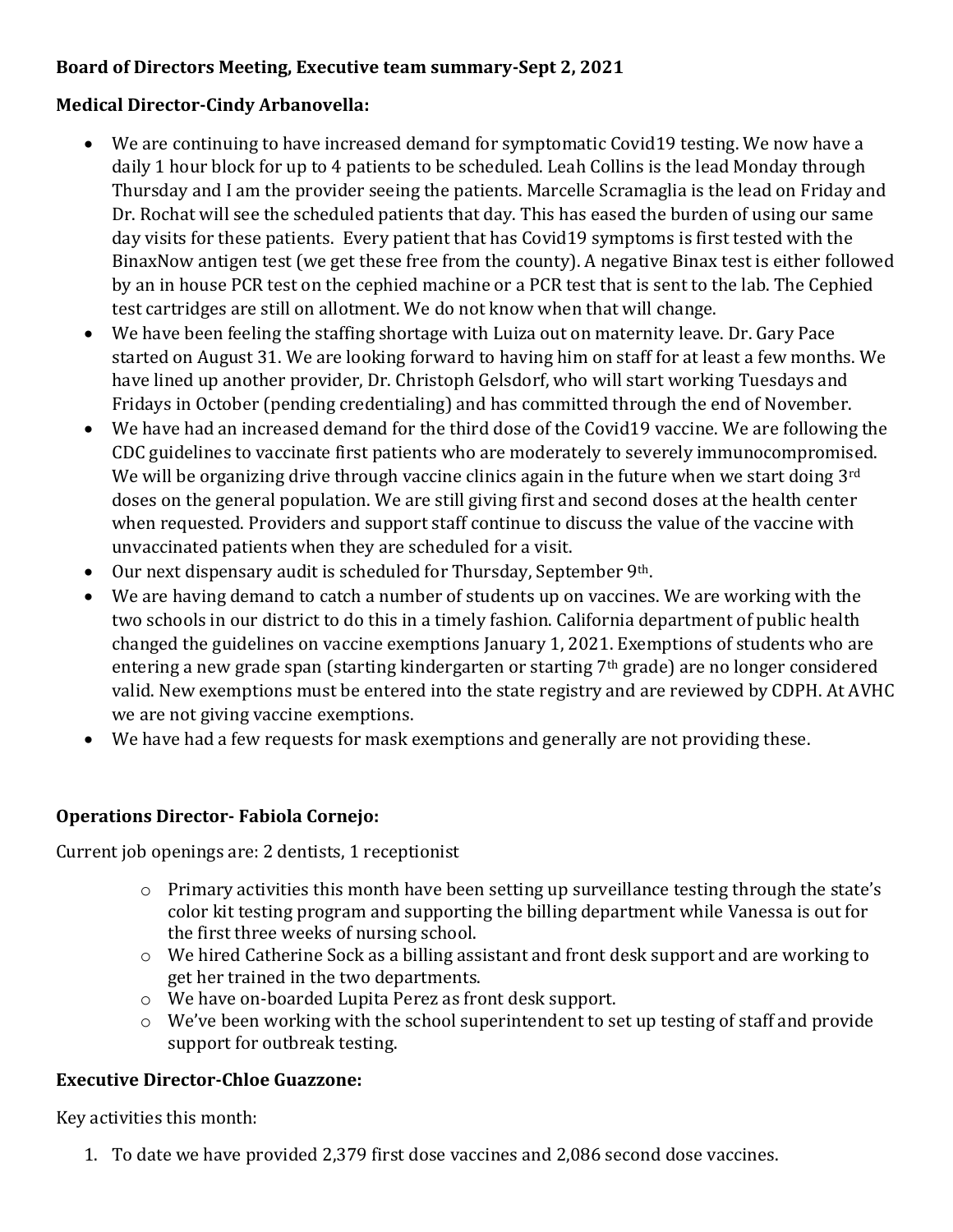**Board of Directors Meeting, Executive team summary-Sept 2, 2021**

**Medical Director-Cindy Arbanovella:**

- We are continuing to have increased demand for symptomatic Covid19 testing. We now have a daily 1 hour block for up to 4 patients to be scheduled. Leah Collins is the lead Monday through Thursday and I am the provider seeing the patients. Marcelle Scramaglia is the lead on Friday and Dr. Rochat will see the scheduled patients that day. This has eased the burden of using our same day visits for these patients. Every patient that has Covid19 symptoms is first tested with the BinaxNow antigen test (we get these free from the county). A negative Binax test is either followed by an in house PCR test on the cephied machine or a PCR test that is sent to the lab. The Cephied test cartridges are still on allotment. We do not know when that will change.
- We have been feeling the staffing shortage with Luiza out on maternity leave. Dr. Gary Pace started on August 31. We are looking forward to having him on staff for at least a few months. We have lined up another provider, Dr. Christoph Gelsdorf, who will start working Tuesdays and Fridays in October (pending credentialing) and has committed through the end of November.
- We have had an increased demand for the third dose of the Covid19 vaccine. We are following the CDC guidelines to vaccinate first patients who are moderately to severely immunocompromised. We will be organizing drive through vaccine clinics again in the future when we start doing 3rd doses on the general population. We are still giving first and second doses at the health center when requested. Providers and support staff continue to discuss the value of the vaccine with unvaccinated patients when they are scheduled for a visit.
- Our next dispensary audit is scheduled for Thursday, September 9th.
- We are having demand to catch a number of students up on vaccines. We are working with the two schools in our district to do this in a timely fashion. California department of public health changed the guidelines on vaccine exemptions January 1, 2021. Exemptions of students who are entering a new grade span (starting kindergarten or starting 7th grade) are no longer considered valid. New exemptions must be entered into the state registry and are reviewed by CDPH. At AVHC we are not giving vaccine exemptions.
- We have had a few requests for mask exemptions and generally are not providing these.

**Operations Director- Fabiola Cornejo:**

Current job openings are: 2 dentists, 1 receptionist

- Primary activities this month have been setting up surveillance testing through the state's color kit testing program and supporting the billing department while Vanessa is out for the first three weeks of nursing school.
- We hired Catherine Sock as a billing assistant and front desk support and are working to get her trained in the two departments.
- We have on-boarded Lupita Perez as front desk support.
- We've been working with the school superintendent to set up testing of staff and provide support for outbreak testing.

**Executive Director-Chloe Guazzone:**

Key activities this month:

1. To date we have provided 2,379 first dose vaccines and 2,086 second dose vaccines.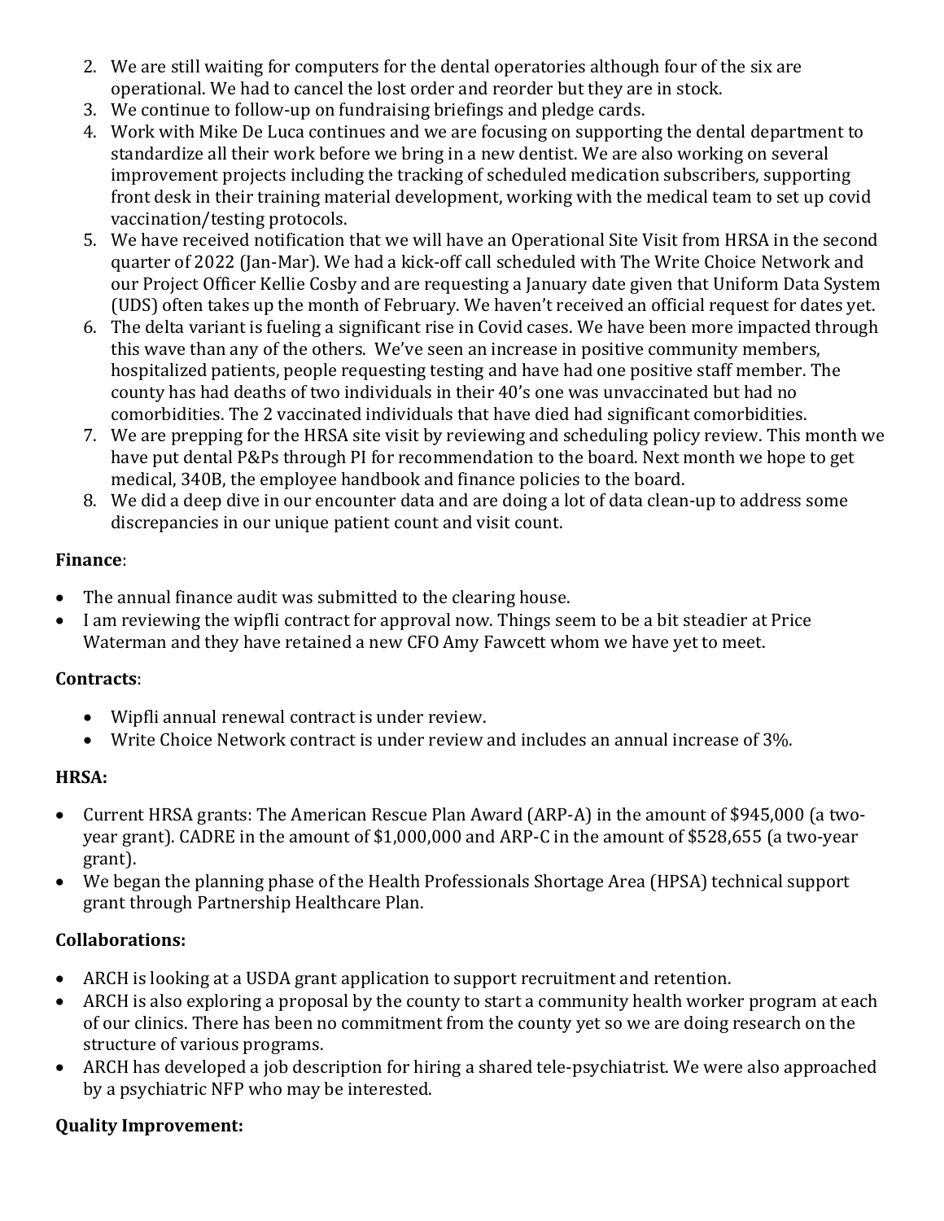2. We are still waiting for computers for the dental operatories although four of the six are operational. We had to cancel the lost order and reorder but they are in stock.
3. We continue to follow-up on fundraising briefings and pledge cards.
4. Work with Mike De Luca continues and we are focusing on supporting the dental department to standardize all their work before we bring in a new dentist. We are also working on several improvement projects including the tracking of scheduled medication subscribers, supporting front desk in their training material development, working with the medical team to set up covid vaccination/testing protocols.
5. We have received notification that we will have an Operational Site Visit from HRSA in the second quarter of 2022 (Jan-Mar). We had a kick-off call scheduled with The Write Choice Network and our Project Officer Kellie Cosby and are requesting a January date given that Uniform Data System (UDS) often takes up the month of February. We haven't received an official request for dates yet.
6. The delta variant is fueling a significant rise in Covid cases. We have been more impacted through this wave than any of the others. We've seen an increase in positive community members, hospitalized patients, people requesting testing and have had one positive staff member. The county has had deaths of two individuals in their 40's one was unvaccinated but had no comorbidities. The 2 vaccinated individuals that have died had significant comorbidities.
7. We are prepping for the HRSA site visit by reviewing and scheduling policy review. This month we have put dental P&Ps through PI for recommendation to the board. Next month we hope to get medical, 340B, the employee handbook and finance policies to the board.
8. We did a deep dive in our encounter data and are doing a lot of data clean-up to address some discrepancies in our unique patient count and visit count.

**Finance**:

- The annual finance audit was submitted to the clearing house.
- I am reviewing the wipfli contract for approval now. Things seem to be a bit steadier at Price Waterman and they have retained a new CFO Amy Fawcett whom we have yet to meet.

**Contracts**:

- Wipfli annual renewal contract is under review.
- Write Choice Network contract is under review and includes an annual increase of 3%.

**HRSA:**

- Current HRSA grants: The American Rescue Plan Award (ARP-A) in the amount of $945,000 (a two-year grant). CADRE in the amount of $1,000,000 and ARP-C in the amount of $528,655 (a two-year grant).
- We began the planning phase of the Health Professionals Shortage Area (HPSA) technical support grant through Partnership Healthcare Plan.

**Collaborations:**

- ARCH is looking at a USDA grant application to support recruitment and retention.
- ARCH is also exploring a proposal by the county to start a community health worker program at each of our clinics. There has been no commitment from the county yet so we are doing research on the structure of various programs.
- ARCH has developed a job description for hiring a shared tele-psychiatrist. We were also approached by a psychiatric NFP who may be interested.

**Quality Improvement:**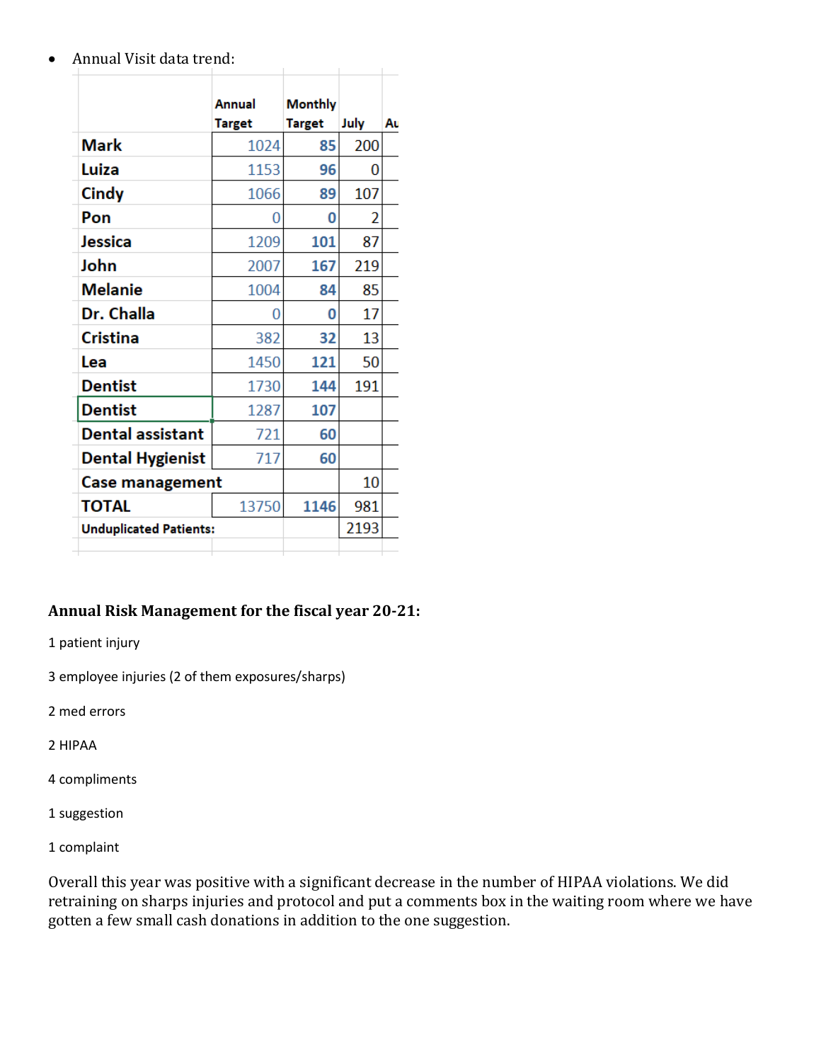- Annual Visit data trend:

| | Annual Target | Monthly Target | July | Au |
|---|---|---|---|---|
| Mark | 1024 | 85 | 200 | |
| Luiza | 1153 | 96 | 0 | |
| Cindy | 1066 | 89 | 107 | |
| Pon | 0 | 0 | 2 | |
| Jessica | 1209 | 101 | 87 | |
| John | 2007 | 167 | 219 | |
| Melanie | 1004 | 84 | 85 | |
| Dr. Challa | 0 | 0 | 17 | |
| Cristina | 382 | 32 | 13 | |
| Lea | 1450 | 121 | 50 | |
| Dentist | 1730 | 144 | 191 | |
| Dentist | 1287 | 107 | | |
| Dental assistant | 721 | 60 | | |
| Dental Hygienist | 717 | 60 | | |
| Case management | | | 10 | |
| TOTAL | 13750 | 1146 | 981 | |
| Unduplicated Patients: | | | 2193 | |

**Annual Risk Management for the fiscal year 20-21:**

1 patient injury

3 employee injuries (2 of them exposures/sharps)

2 med errors

2 HIPAA

4 compliments

1 suggestion

1 complaint

Overall this year was positive with a significant decrease in the number of HIPAA violations. We did retraining on sharps injuries and protocol and put a comments box in the waiting room where we have gotten a few small cash donations in addition to the one suggestion.